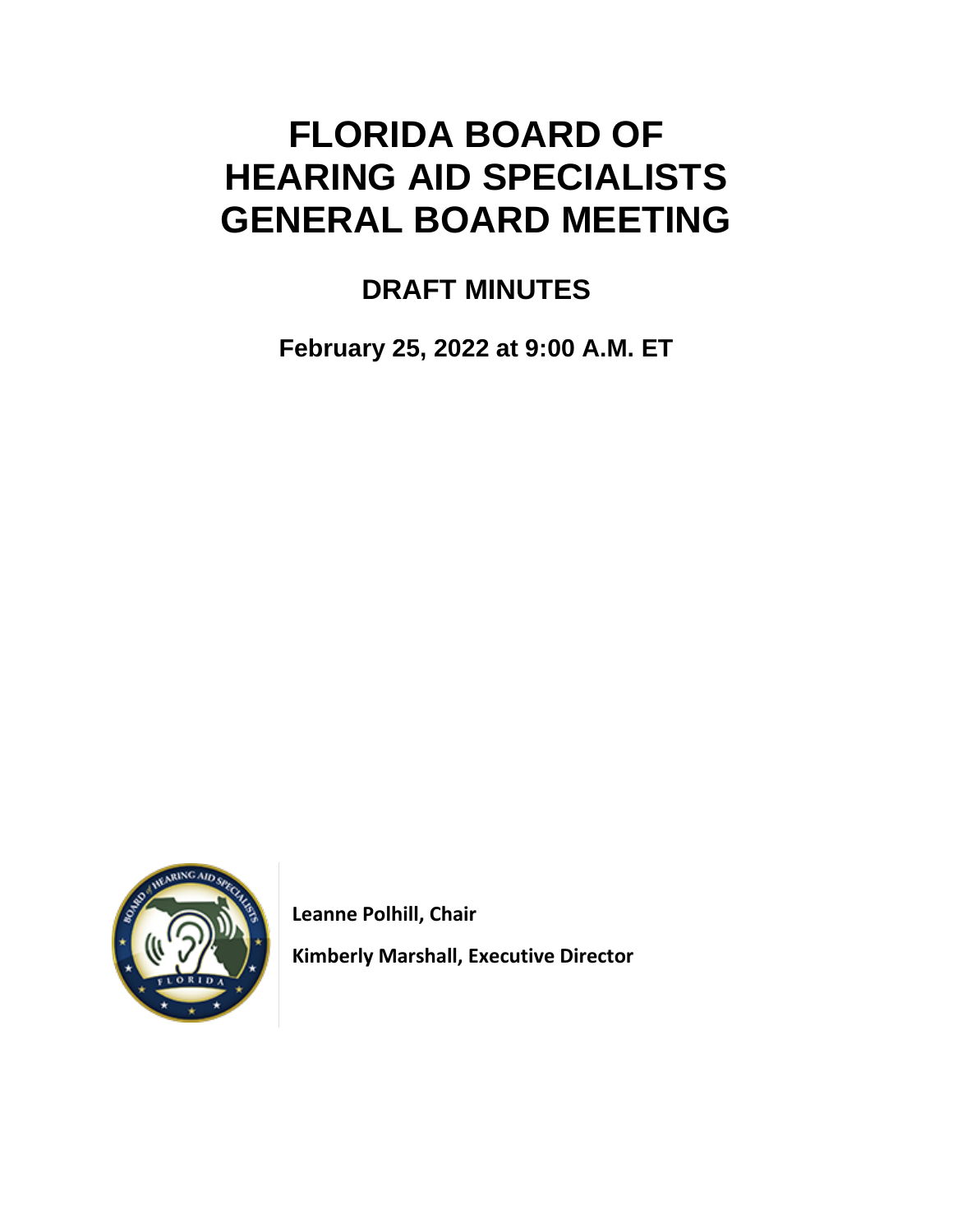# FLORIDA BOARD OF HEARING AID SPECIALISTS GENERAL BOARD MEETING

## DRAFT MINUTES

**February 25, 2022 at 9:00 A.M. ET**

**Leanne Polhill, Chair**

**Kimberly Marshall, Executive Director**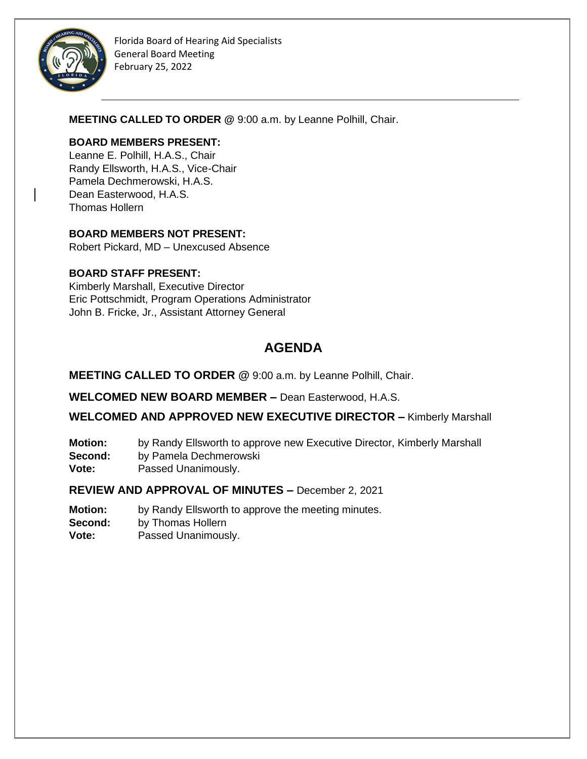Florida Board of Hearing Aid Specialists
General Board Meeting
February 25, 2022

**MEETING CALLED TO ORDER** @ 9:00 a.m. by Leanne Polhill, Chair.

**BOARD MEMBERS PRESENT:**
Leanne E. Polhill, H.A.S., Chair
Randy Ellsworth, H.A.S., Vice-Chair
Pamela Dechmerowski, H.A.S.
Dean Easterwood, H.A.S.
Thomas Hollern

**BOARD MEMBERS NOT PRESENT:**
Robert Pickard, MD – Unexcused Absence

**BOARD STAFF PRESENT:**
Kimberly Marshall, Executive Director
Eric Pottschmidt, Program Operations Administrator
John B. Fricke, Jr., Assistant Attorney General

## AGENDA

**MEETING CALLED TO ORDER** @ 9:00 a.m. by Leanne Polhill, Chair.

**WELCOMED NEW BOARD MEMBER –** Dean Easterwood, H.A.S.

**WELCOMED AND APPROVED NEW EXECUTIVE DIRECTOR –** Kimberly Marshall

**Motion:** by Randy Ellsworth to approve new Executive Director, Kimberly Marshall
**Second:** by Pamela Dechmerowski
**Vote:** Passed Unanimously.

**REVIEW AND APPROVAL OF MINUTES –** December 2, 2021

**Motion:** by Randy Ellsworth to approve the meeting minutes.
**Second:** by Thomas Hollern
**Vote:** Passed Unanimously.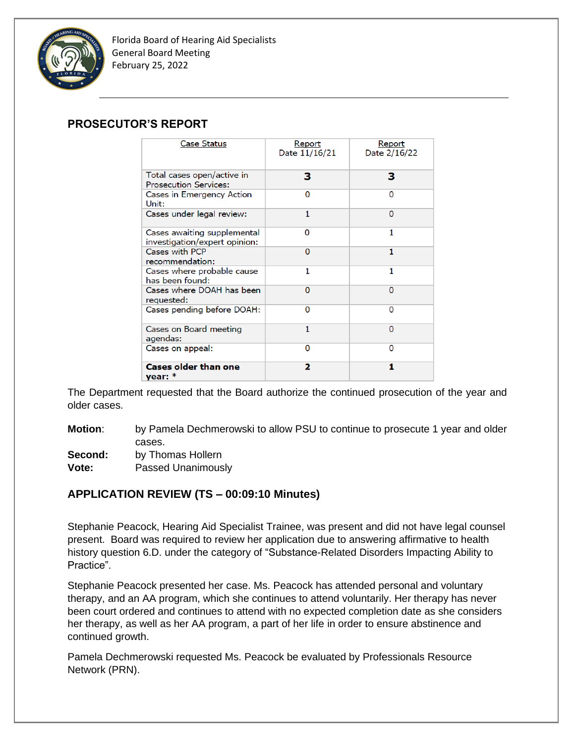## PROSECUTOR'S REPORT

| Case Status | Report Date 11/16/21 | Report Date 2/16/22 |
|---|---|---|
| Total cases open/active in Prosecution Services: | **3** | **3** |
| Cases in Emergency Action Unit: | 0 | 0 |
| Cases under legal review: | 1 | 0 |
| Cases awaiting supplemental investigation/expert opinion: | 0 | 1 |
| Cases with PCP recommendation: | 0 | 1 |
| Cases where probable cause has been found: | 1 | 1 |
| Cases where DOAH has been requested: | 0 | 0 |
| Cases pending before DOAH: | 0 | 0 |
| Cases on Board meeting agendas: | 1 | 0 |
| Cases on appeal: | 0 | 0 |
| **Cases older than one year: *** | **2** | **1** |

The Department requested that the Board authorize the continued prosecution of the year and older cases.

**Motion**: by Pamela Dechmerowski to allow PSU to continue to prosecute 1 year and older cases.
**Second:** by Thomas Hollern
**Vote:** Passed Unanimously

## APPLICATION REVIEW (TS – 00:09:10 Minutes)

Stephanie Peacock, Hearing Aid Specialist Trainee, was present and did not have legal counsel present. Board was required to review her application due to answering affirmative to health history question 6.D. under the category of "Substance-Related Disorders Impacting Ability to Practice".

Stephanie Peacock presented her case. Ms. Peacock has attended personal and voluntary therapy, and an AA program, which she continues to attend voluntarily. Her therapy has never been court ordered and continues to attend with no expected completion date as she considers her therapy, as well as her AA program, a part of her life in order to ensure abstinence and continued growth.

Pamela Dechmerowski requested Ms. Peacock be evaluated by Professionals Resource Network (PRN).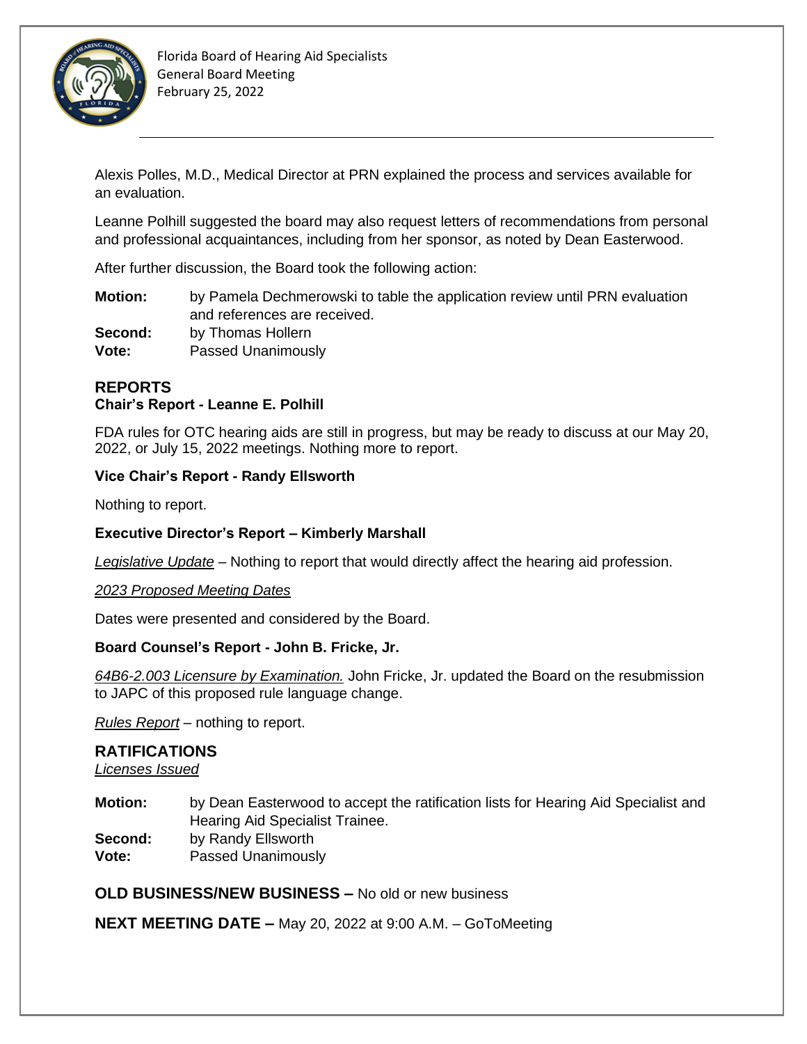Alexis Polles, M.D., Medical Director at PRN explained the process and services available for an evaluation.

Leanne Polhill suggested the board may also request letters of recommendations from personal and professional acquaintances, including from her sponsor, as noted by Dean Easterwood.

After further discussion, the Board took the following action:

**Motion:** by Pamela Dechmerowski to table the application review until PRN evaluation and references are received.
**Second:** by Thomas Hollern
**Vote:** Passed Unanimously

## REPORTS

### Chair's Report - Leanne E. Polhill

FDA rules for OTC hearing aids are still in progress, but may be ready to discuss at our May 20, 2022, or July 15, 2022 meetings. Nothing more to report.

### Vice Chair's Report - Randy Ellsworth

Nothing to report.

### Executive Director's Report – Kimberly Marshall

*Legislative Update* – Nothing to report that would directly affect the hearing aid profession.

*2023 Proposed Meeting Dates*

Dates were presented and considered by the Board.

### Board Counsel's Report - John B. Fricke, Jr.

*64B6-2.003 Licensure by Examination.* John Fricke, Jr. updated the Board on the resubmission to JAPC of this proposed rule language change.

*Rules Report* – nothing to report.

## RATIFICATIONS

*Licenses Issued*

**Motion:** by Dean Easterwood to accept the ratification lists for Hearing Aid Specialist and Hearing Aid Specialist Trainee.
**Second:** by Randy Ellsworth
**Vote:** Passed Unanimously

**OLD BUSINESS/NEW BUSINESS –** No old or new business

**NEXT MEETING DATE –** May 20, 2022 at 9:00 A.M. – GoToMeeting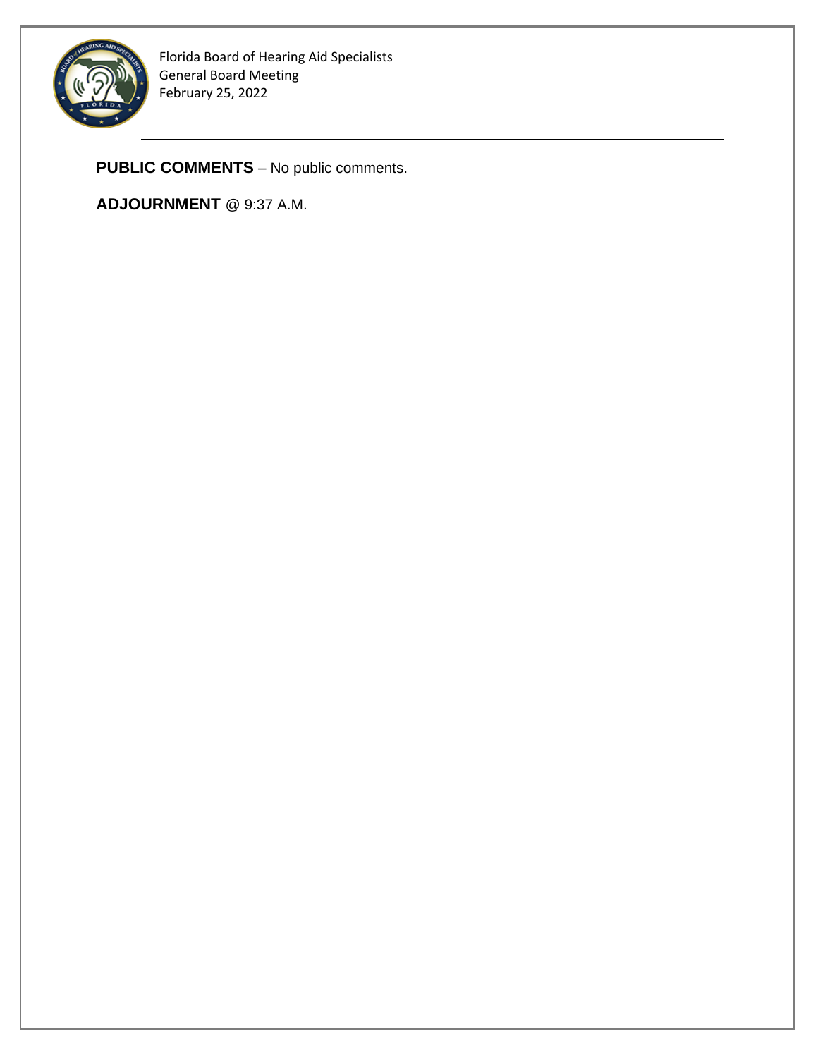**PUBLIC COMMENTS** – No public comments.

**ADJOURNMENT** @ 9:37 A.M.